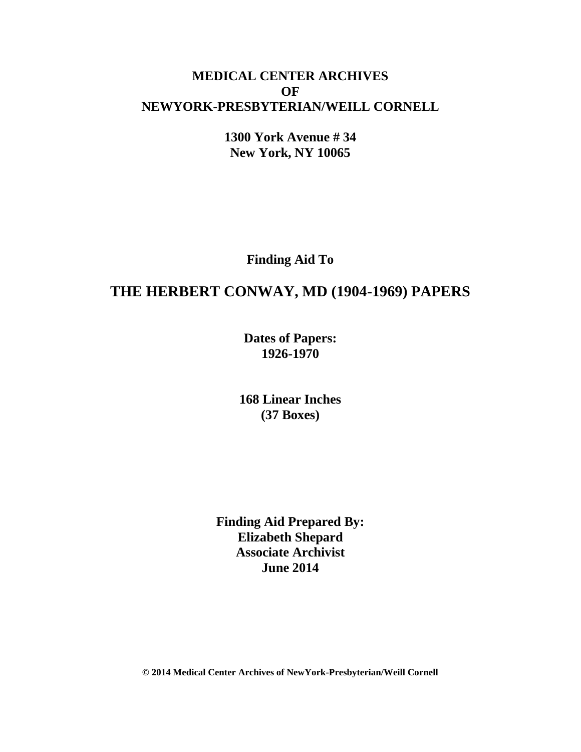**MEDICAL CENTER ARCHIVES**
**OF**
**NEWYORK-PRESBYTERIAN/WEILL CORNELL**

**1300 York Avenue # 34**
**New York, NY 10065**

**Finding Aid To**

# THE HERBERT CONWAY, MD (1904-1969) PAPERS

**Dates of Papers:**
**1926-1970**

**168 Linear Inches**
**(37 Boxes)**

**Finding Aid Prepared By:**
**Elizabeth Shepard**
**Associate Archivist**
**June 2014**

**© 2014 Medical Center Archives of NewYork-Presbyterian/Weill Cornell**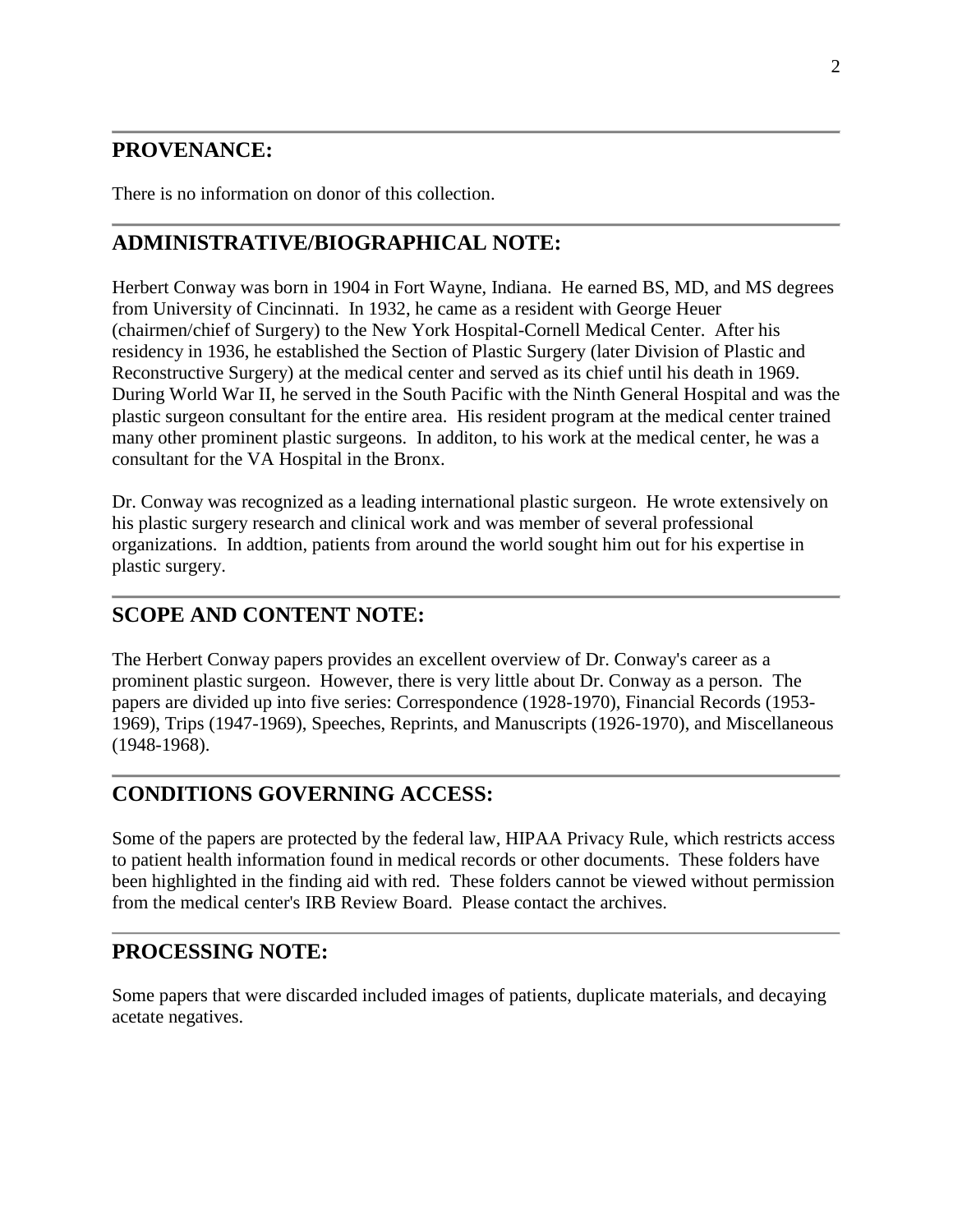## PROVENANCE:

There is no information on donor of this collection.

## ADMINISTRATIVE/BIOGRAPHICAL NOTE:

Herbert Conway was born in 1904 in Fort Wayne, Indiana. He earned BS, MD, and MS degrees from University of Cincinnati. In 1932, he came as a resident with George Heuer (chairmen/chief of Surgery) to the New York Hospital-Cornell Medical Center. After his residency in 1936, he established the Section of Plastic Surgery (later Division of Plastic and Reconstructive Surgery) at the medical center and served as its chief until his death in 1969. During World War II, he served in the South Pacific with the Ninth General Hospital and was the plastic surgeon consultant for the entire area. His resident program at the medical center trained many other prominent plastic surgeons. In additon, to his work at the medical center, he was a consultant for the VA Hospital in the Bronx.

Dr. Conway was recognized as a leading international plastic surgeon. He wrote extensively on his plastic surgery research and clinical work and was member of several professional organizations. In addtion, patients from around the world sought him out for his expertise in plastic surgery.

## SCOPE AND CONTENT NOTE:

The Herbert Conway papers provides an excellent overview of Dr. Conway's career as a prominent plastic surgeon. However, there is very little about Dr. Conway as a person. The papers are divided up into five series: Correspondence (1928-1970), Financial Records (1953-1969), Trips (1947-1969), Speeches, Reprints, and Manuscripts (1926-1970), and Miscellaneous (1948-1968).

## CONDITIONS GOVERNING ACCESS:

Some of the papers are protected by the federal law, HIPAA Privacy Rule, which restricts access to patient health information found in medical records or other documents. These folders have been highlighted in the finding aid with red. These folders cannot be viewed without permission from the medical center's IRB Review Board. Please contact the archives.

## PROCESSING NOTE:

Some papers that were discarded included images of patients, duplicate materials, and decaying acetate negatives.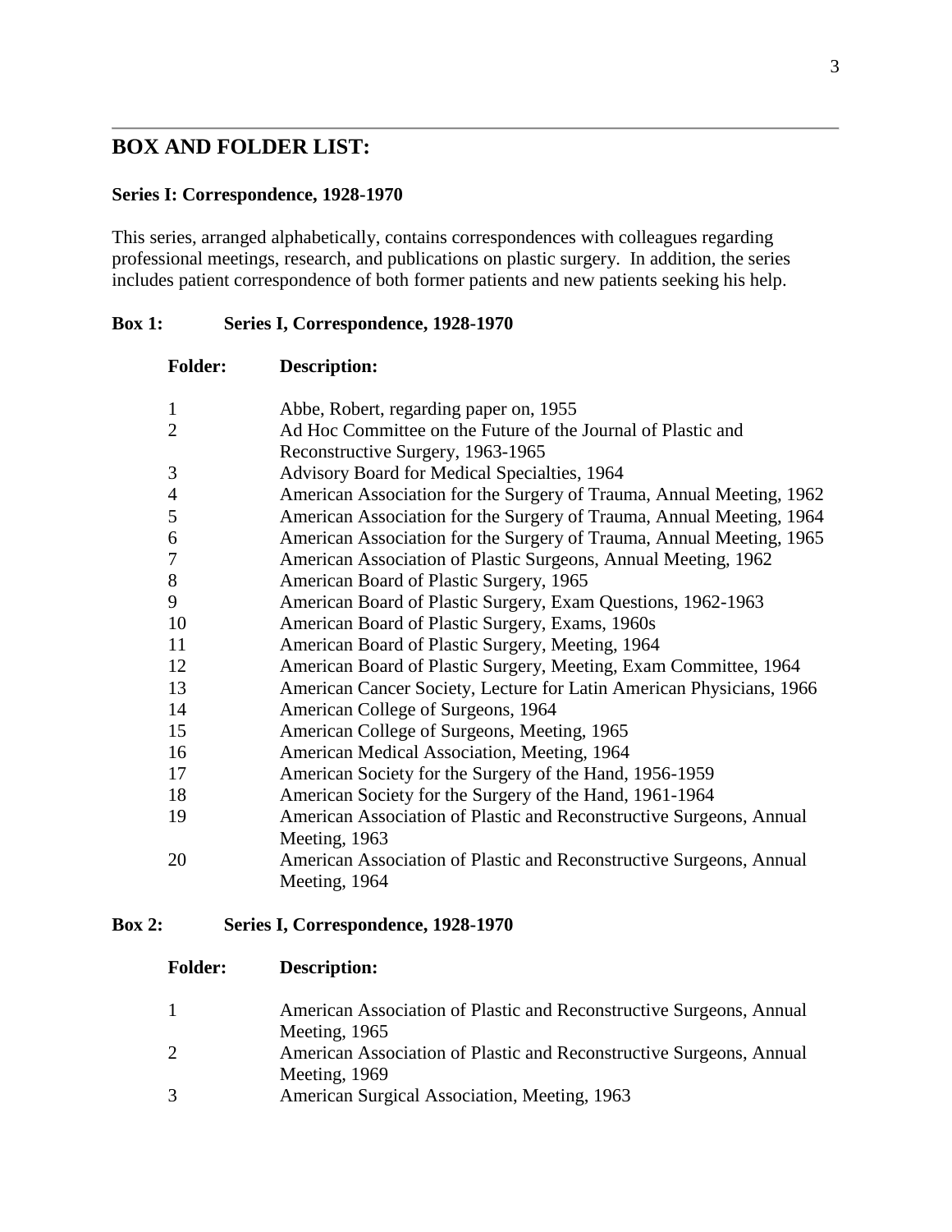## BOX AND FOLDER LIST:

### Series I: Correspondence, 1928-1970

This series, arranged alphabetically, contains correspondences with colleagues regarding professional meetings, research, and publications on plastic surgery. In addition, the series includes patient correspondence of both former patients and new patients seeking his help.

**Box 1: Series I, Correspondence, 1928-1970**

| Folder: | Description: |
|---|---|
| 1 | Abbe, Robert, regarding paper on, 1955 |
| 2 | Ad Hoc Committee on the Future of the Journal of Plastic and Reconstructive Surgery, 1963-1965 |
| 3 | Advisory Board for Medical Specialties, 1964 |
| 4 | American Association for the Surgery of Trauma, Annual Meeting, 1962 |
| 5 | American Association for the Surgery of Trauma, Annual Meeting, 1964 |
| 6 | American Association for the Surgery of Trauma, Annual Meeting, 1965 |
| 7 | American Association of Plastic Surgeons, Annual Meeting, 1962 |
| 8 | American Board of Plastic Surgery, 1965 |
| 9 | American Board of Plastic Surgery, Exam Questions, 1962-1963 |
| 10 | American Board of Plastic Surgery, Exams, 1960s |
| 11 | American Board of Plastic Surgery, Meeting, 1964 |
| 12 | American Board of Plastic Surgery, Meeting, Exam Committee, 1964 |
| 13 | American Cancer Society, Lecture for Latin American Physicians, 1966 |
| 14 | American College of Surgeons, 1964 |
| 15 | American College of Surgeons, Meeting, 1965 |
| 16 | American Medical Association, Meeting, 1964 |
| 17 | American Society for the Surgery of the Hand, 1956-1959 |
| 18 | American Society for the Surgery of the Hand, 1961-1964 |
| 19 | American Association of Plastic and Reconstructive Surgeons, Annual Meeting, 1963 |
| 20 | American Association of Plastic and Reconstructive Surgeons, Annual Meeting, 1964 |

**Box 2: Series I, Correspondence, 1928-1970**

| Folder: | Description: |
|---|---|
| 1 | American Association of Plastic and Reconstructive Surgeons, Annual Meeting, 1965 |
| 2 | American Association of Plastic and Reconstructive Surgeons, Annual Meeting, 1969 |
| 3 | American Surgical Association, Meeting, 1963 |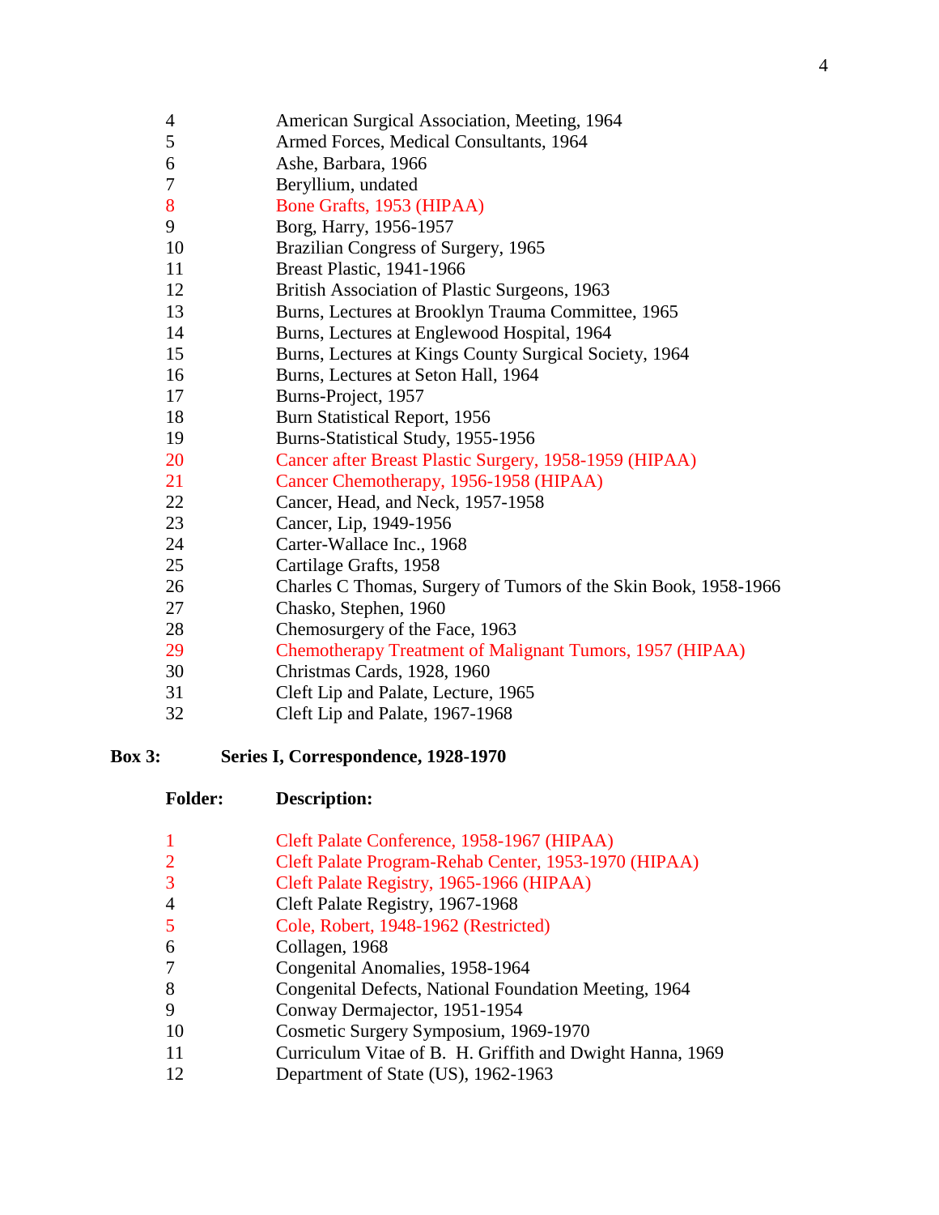| | |
|---|---|
| 4 | American Surgical Association, Meeting, 1964 |
| 5 | Armed Forces, Medical Consultants, 1964 |
| 6 | Ashe, Barbara, 1966 |
| 7 | Beryllium, undated |
| 8 | Bone Grafts, 1953 (HIPAA) |
| 9 | Borg, Harry, 1956-1957 |
| 10 | Brazilian Congress of Surgery, 1965 |
| 11 | Breast Plastic, 1941-1966 |
| 12 | British Association of Plastic Surgeons, 1963 |
| 13 | Burns, Lectures at Brooklyn Trauma Committee, 1965 |
| 14 | Burns, Lectures at Englewood Hospital, 1964 |
| 15 | Burns, Lectures at Kings County Surgical Society, 1964 |
| 16 | Burns, Lectures at Seton Hall, 1964 |
| 17 | Burns-Project, 1957 |
| 18 | Burn Statistical Report, 1956 |
| 19 | Burns-Statistical Study, 1955-1956 |
| 20 | Cancer after Breast Plastic Surgery, 1958-1959 (HIPAA) |
| 21 | Cancer Chemotherapy, 1956-1958 (HIPAA) |
| 22 | Cancer, Head, and Neck, 1957-1958 |
| 23 | Cancer, Lip, 1949-1956 |
| 24 | Carter-Wallace Inc., 1968 |
| 25 | Cartilage Grafts, 1958 |
| 26 | Charles C Thomas, Surgery of Tumors of the Skin Book, 1958-1966 |
| 27 | Chasko, Stephen, 1960 |
| 28 | Chemosurgery of the Face, 1963 |
| 29 | Chemotherapy Treatment of Malignant Tumors, 1957 (HIPAA) |
| 30 | Christmas Cards, 1928, 1960 |
| 31 | Cleft Lip and Palate, Lecture, 1965 |
| 32 | Cleft Lip and Palate, 1967-1968 |

**Box 3: Series I, Correspondence, 1928-1970**

| **Folder:** | **Description:** |
|---|---|
| 1 | Cleft Palate Conference, 1958-1967 (HIPAA) |
| 2 | Cleft Palate Program-Rehab Center, 1953-1970 (HIPAA) |
| 3 | Cleft Palate Registry, 1965-1966 (HIPAA) |
| 4 | Cleft Palate Registry, 1967-1968 |
| 5 | Cole, Robert, 1948-1962 (Restricted) |
| 6 | Collagen, 1968 |
| 7 | Congenital Anomalies, 1958-1964 |
| 8 | Congenital Defects, National Foundation Meeting, 1964 |
| 9 | Conway Dermajector, 1951-1954 |
| 10 | Cosmetic Surgery Symposium, 1969-1970 |
| 11 | Curriculum Vitae of B. H. Griffith and Dwight Hanna, 1969 |
| 12 | Department of State (US), 1962-1963 |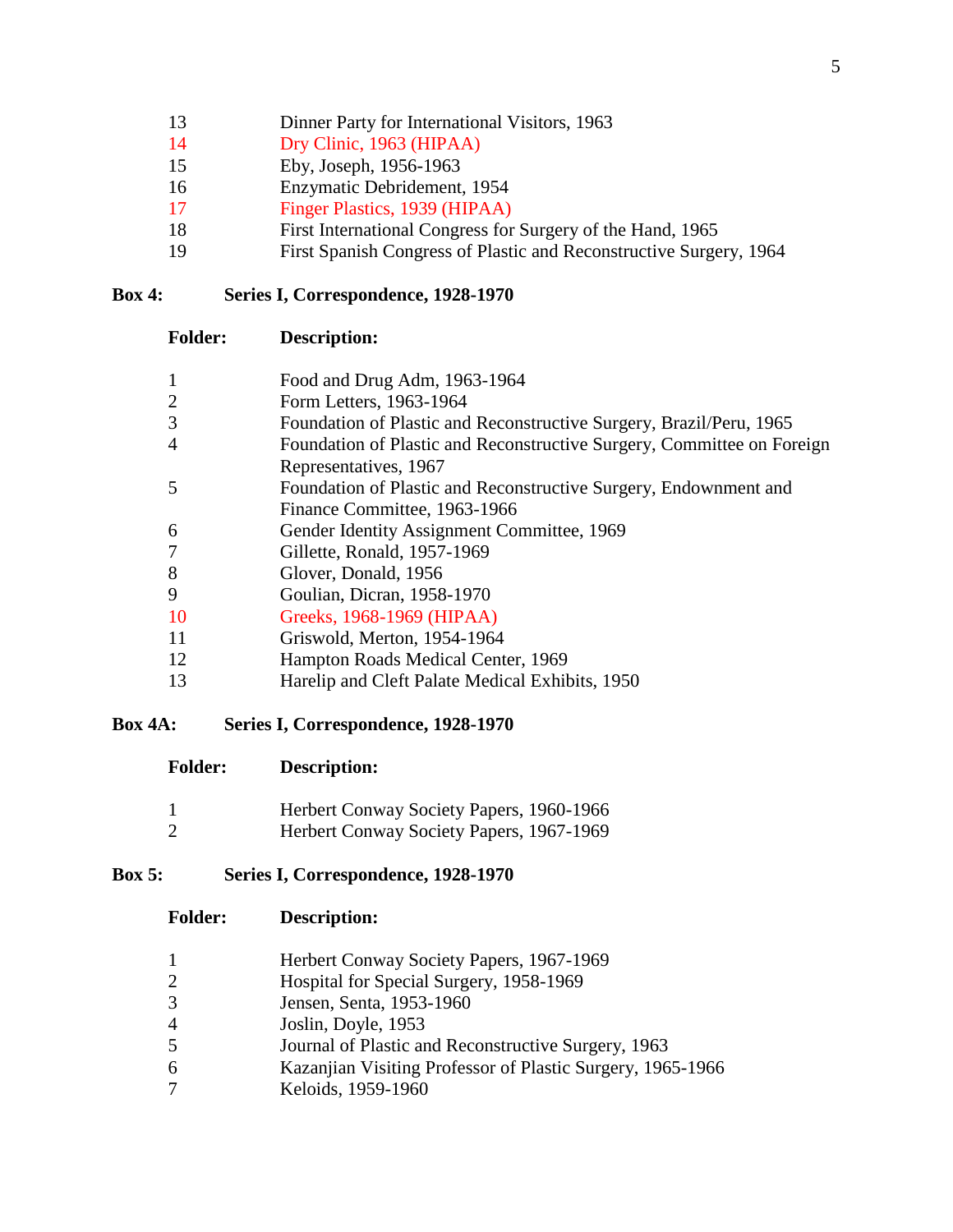| | |
|---|---|
| 13 | Dinner Party for International Visitors, 1963 |
| 14 | Dry Clinic, 1963 (HIPAA) |
| 15 | Eby, Joseph, 1956-1963 |
| 16 | Enzymatic Debridement, 1954 |
| 17 | Finger Plastics, 1939 (HIPAA) |
| 18 | First International Congress for Surgery of the Hand, 1965 |
| 19 | First Spanish Congress of Plastic and Reconstructive Surgery, 1964 |

**Box 4: Series I, Correspondence, 1928-1970**

| Folder: | Description: |
|---|---|
| 1 | Food and Drug Adm, 1963-1964 |
| 2 | Form Letters, 1963-1964 |
| 3 | Foundation of Plastic and Reconstructive Surgery, Brazil/Peru, 1965 |
| 4 | Foundation of Plastic and Reconstructive Surgery, Committee on Foreign Representatives, 1967 |
| 5 | Foundation of Plastic and Reconstructive Surgery, Endownment and Finance Committee, 1963-1966 |
| 6 | Gender Identity Assignment Committee, 1969 |
| 7 | Gillette, Ronald, 1957-1969 |
| 8 | Glover, Donald, 1956 |
| 9 | Goulian, Dicran, 1958-1970 |
| 10 | Greeks, 1968-1969 (HIPAA) |
| 11 | Griswold, Merton, 1954-1964 |
| 12 | Hampton Roads Medical Center, 1969 |
| 13 | Harelip and Cleft Palate Medical Exhibits, 1950 |

**Box 4A: Series I, Correspondence, 1928-1970**

| Folder: | Description: |
|---|---|
| 1 | Herbert Conway Society Papers, 1960-1966 |
| 2 | Herbert Conway Society Papers, 1967-1969 |

**Box 5: Series I, Correspondence, 1928-1970**

| Folder: | Description: |
|---|---|
| 1 | Herbert Conway Society Papers, 1967-1969 |
| 2 | Hospital for Special Surgery, 1958-1969 |
| 3 | Jensen, Senta, 1953-1960 |
| 4 | Joslin, Doyle, 1953 |
| 5 | Journal of Plastic and Reconstructive Surgery, 1963 |
| 6 | Kazanjian Visiting Professor of Plastic Surgery, 1965-1966 |
| 7 | Keloids, 1959-1960 |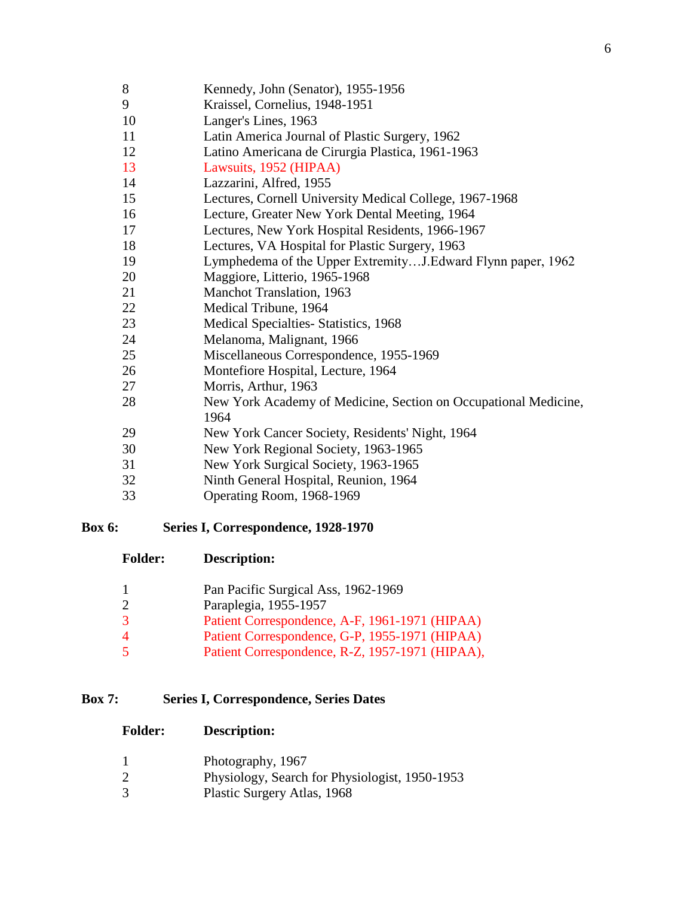| Folder | Description |
|---|---|
| 8 | Kennedy, John (Senator), 1955-1956 |
| 9 | Kraissel, Cornelius, 1948-1951 |
| 10 | Langer's Lines, 1963 |
| 11 | Latin America Journal of Plastic Surgery, 1962 |
| 12 | Latino Americana de Cirurgia Plastica, 1961-1963 |
| 13 | Lawsuits, 1952 (HIPAA) |
| 14 | Lazzarini, Alfred, 1955 |
| 15 | Lectures, Cornell University Medical College, 1967-1968 |
| 16 | Lecture, Greater New York Dental Meeting, 1964 |
| 17 | Lectures, New York Hospital Residents, 1966-1967 |
| 18 | Lectures, VA Hospital for Plastic Surgery, 1963 |
| 19 | Lymphedema of the Upper Extremity…J.Edward Flynn paper, 1962 |
| 20 | Maggiore, Litterio, 1965-1968 |
| 21 | Manchot Translation, 1963 |
| 22 | Medical Tribune, 1964 |
| 23 | Medical Specialties- Statistics, 1968 |
| 24 | Melanoma, Malignant, 1966 |
| 25 | Miscellaneous Correspondence, 1955-1969 |
| 26 | Montefiore Hospital, Lecture, 1964 |
| 27 | Morris, Arthur, 1963 |
| 28 | New York Academy of Medicine, Section on Occupational Medicine, 1964 |
| 29 | New York Cancer Society, Residents' Night, 1964 |
| 30 | New York Regional Society, 1963-1965 |
| 31 | New York Surgical Society, 1963-1965 |
| 32 | Ninth General Hospital, Reunion, 1964 |
| 33 | Operating Room, 1968-1969 |

**Box 6: Series I, Correspondence, 1928-1970**

| **Folder:** | **Description:** |
|---|---|
| 1 | Pan Pacific Surgical Ass, 1962-1969 |
| 2 | Paraplegia, 1955-1957 |
| 3 | Patient Correspondence, A-F, 1961-1971 (HIPAA) |
| 4 | Patient Correspondence, G-P, 1955-1971 (HIPAA) |
| 5 | Patient Correspondence, R-Z, 1957-1971 (HIPAA), |

**Box 7: Series I, Correspondence, Series Dates**

| **Folder:** | **Description:** |
|---|---|
| 1 | Photography, 1967 |
| 2 | Physiology, Search for Physiologist, 1950-1953 |
| 3 | Plastic Surgery Atlas, 1968 |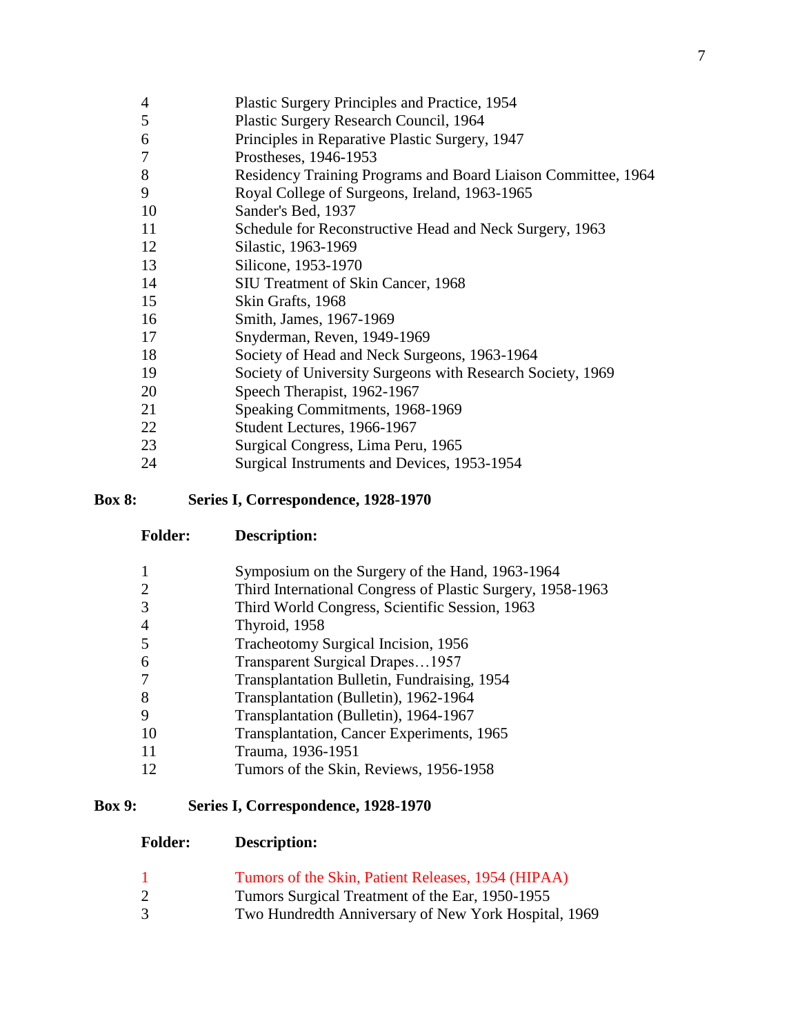| | |
|---|---|
| 4 | Plastic Surgery Principles and Practice, 1954 |
| 5 | Plastic Surgery Research Council, 1964 |
| 6 | Principles in Reparative Plastic Surgery, 1947 |
| 7 | Prostheses, 1946-1953 |
| 8 | Residency Training Programs and Board Liaison Committee, 1964 |
| 9 | Royal College of Surgeons, Ireland, 1963-1965 |
| 10 | Sander's Bed, 1937 |
| 11 | Schedule for Reconstructive Head and Neck Surgery, 1963 |
| 12 | Silastic, 1963-1969 |
| 13 | Silicone, 1953-1970 |
| 14 | SIU Treatment of Skin Cancer, 1968 |
| 15 | Skin Grafts, 1968 |
| 16 | Smith, James, 1967-1969 |
| 17 | Snyderman, Reven, 1949-1969 |
| 18 | Society of Head and Neck Surgeons, 1963-1964 |
| 19 | Society of University Surgeons with Research Society, 1969 |
| 20 | Speech Therapist, 1962-1967 |
| 21 | Speaking Commitments, 1968-1969 |
| 22 | Student Lectures, 1966-1967 |
| 23 | Surgical Congress, Lima Peru, 1965 |
| 24 | Surgical Instruments and Devices, 1953-1954 |

**Box 8: Series I, Correspondence, 1928-1970**

| **Folder:** | **Description:** |
|---|---|
| 1 | Symposium on the Surgery of the Hand, 1963-1964 |
| 2 | Third International Congress of Plastic Surgery, 1958-1963 |
| 3 | Third World Congress, Scientific Session, 1963 |
| 4 | Thyroid, 1958 |
| 5 | Tracheotomy Surgical Incision, 1956 |
| 6 | Transparent Surgical Drapes…1957 |
| 7 | Transplantation Bulletin, Fundraising, 1954 |
| 8 | Transplantation (Bulletin), 1962-1964 |
| 9 | Transplantation (Bulletin), 1964-1967 |
| 10 | Transplantation, Cancer Experiments, 1965 |
| 11 | Trauma, 1936-1951 |
| 12 | Tumors of the Skin, Reviews, 1956-1958 |

**Box 9: Series I, Correspondence, 1928-1970**

| **Folder:** | **Description:** |
|---|---|
| 1 | Tumors of the Skin, Patient Releases, 1954 (HIPAA) |
| 2 | Tumors Surgical Treatment of the Ear, 1950-1955 |
| 3 | Two Hundredth Anniversary of New York Hospital, 1969 |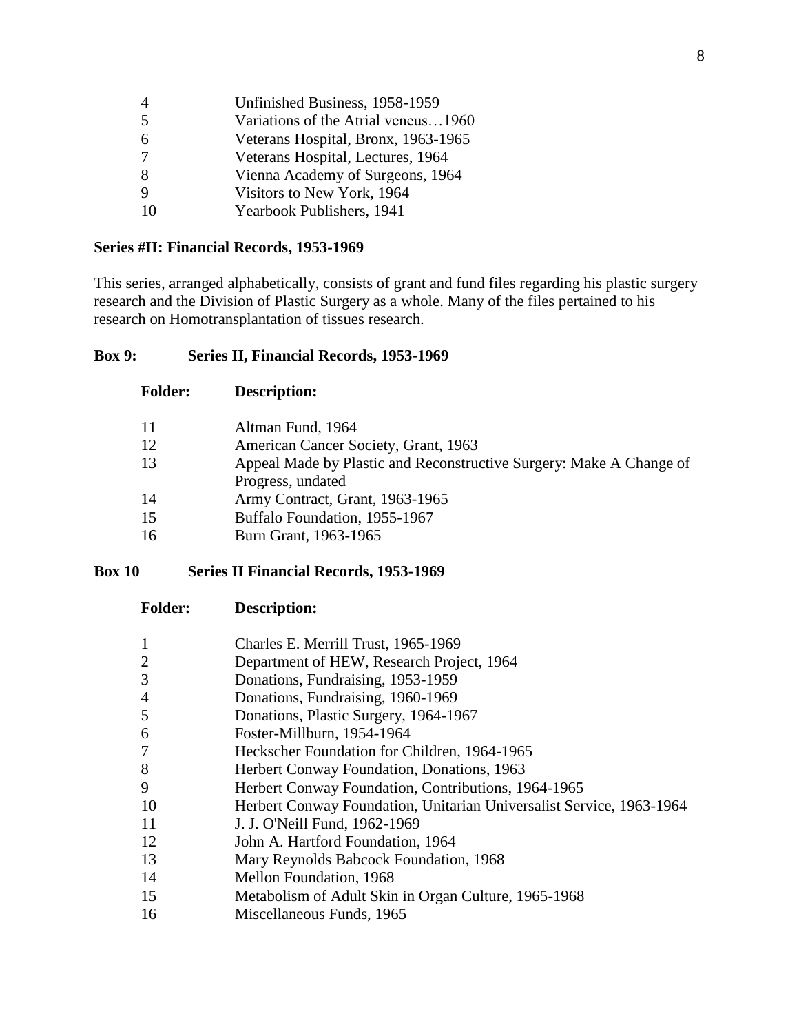| | |
|---|---|
| 4 | Unfinished Business, 1958-1959 |
| 5 | Variations of the Atrial veneus…1960 |
| 6 | Veterans Hospital, Bronx, 1963-1965 |
| 7 | Veterans Hospital, Lectures, 1964 |
| 8 | Vienna Academy of Surgeons, 1964 |
| 9 | Visitors to New York, 1964 |
| 10 | Yearbook Publishers, 1941 |

**Series #II: Financial Records, 1953-1969**

This series, arranged alphabetically, consists of grant and fund files regarding his plastic surgery research and the Division of Plastic Surgery as a whole. Many of the files pertained to his research on Homotransplantation of tissues research.

**Box 9: Series II, Financial Records, 1953-1969**

| Folder: | Description: |
|---|---|
| 11 | Altman Fund, 1964 |
| 12 | American Cancer Society, Grant, 1963 |
| 13 | Appeal Made by Plastic and Reconstructive Surgery: Make A Change of Progress, undated |
| 14 | Army Contract, Grant, 1963-1965 |
| 15 | Buffalo Foundation, 1955-1967 |
| 16 | Burn Grant, 1963-1965 |

**Box 10 Series II Financial Records, 1953-1969**

| Folder: | Description: |
|---|---|
| 1 | Charles E. Merrill Trust, 1965-1969 |
| 2 | Department of HEW, Research Project, 1964 |
| 3 | Donations, Fundraising, 1953-1959 |
| 4 | Donations, Fundraising, 1960-1969 |
| 5 | Donations, Plastic Surgery, 1964-1967 |
| 6 | Foster-Millburn, 1954-1964 |
| 7 | Heckscher Foundation for Children, 1964-1965 |
| 8 | Herbert Conway Foundation, Donations, 1963 |
| 9 | Herbert Conway Foundation, Contributions, 1964-1965 |
| 10 | Herbert Conway Foundation, Unitarian Universalist Service, 1963-1964 |
| 11 | J. J. O'Neill Fund, 1962-1969 |
| 12 | John A. Hartford Foundation, 1964 |
| 13 | Mary Reynolds Babcock Foundation, 1968 |
| 14 | Mellon Foundation, 1968 |
| 15 | Metabolism of Adult Skin in Organ Culture, 1965-1968 |
| 16 | Miscellaneous Funds, 1965 |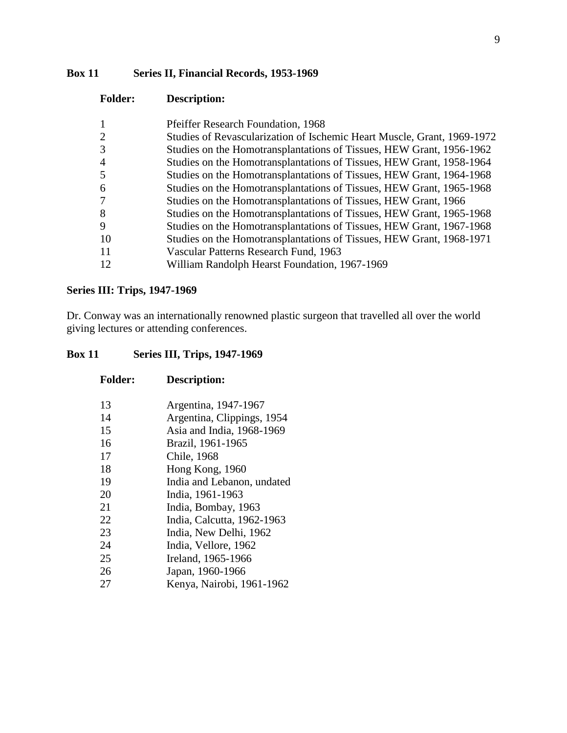**Box 11 Series II, Financial Records, 1953-1969**

| Folder: | Description: |
| --- | --- |
| 1 | Pfeiffer Research Foundation, 1968 |
| 2 | Studies of Revascularization of Ischemic Heart Muscle, Grant, 1969-1972 |
| 3 | Studies on the Homotransplantations of Tissues, HEW Grant, 1956-1962 |
| 4 | Studies on the Homotransplantations of Tissues, HEW Grant, 1958-1964 |
| 5 | Studies on the Homotransplantations of Tissues, HEW Grant, 1964-1968 |
| 6 | Studies on the Homotransplantations of Tissues, HEW Grant, 1965-1968 |
| 7 | Studies on the Homotransplantations of Tissues, HEW Grant, 1966 |
| 8 | Studies on the Homotransplantations of Tissues, HEW Grant, 1965-1968 |
| 9 | Studies on the Homotransplantations of Tissues, HEW Grant, 1967-1968 |
| 10 | Studies on the Homotransplantations of Tissues, HEW Grant, 1968-1971 |
| 11 | Vascular Patterns Research Fund, 1963 |
| 12 | William Randolph Hearst Foundation, 1967-1969 |

**Series III: Trips, 1947-1969**

Dr. Conway was an internationally renowned plastic surgeon that travelled all over the world giving lectures or attending conferences.

**Box 11 Series III, Trips, 1947-1969**

| Folder: | Description: |
| --- | --- |
| 13 | Argentina, 1947-1967 |
| 14 | Argentina, Clippings, 1954 |
| 15 | Asia and India, 1968-1969 |
| 16 | Brazil, 1961-1965 |
| 17 | Chile, 1968 |
| 18 | Hong Kong, 1960 |
| 19 | India and Lebanon, undated |
| 20 | India, 1961-1963 |
| 21 | India, Bombay, 1963 |
| 22 | India, Calcutta, 1962-1963 |
| 23 | India, New Delhi, 1962 |
| 24 | India, Vellore, 1962 |
| 25 | Ireland, 1965-1966 |
| 26 | Japan, 1960-1966 |
| 27 | Kenya, Nairobi, 1961-1962 |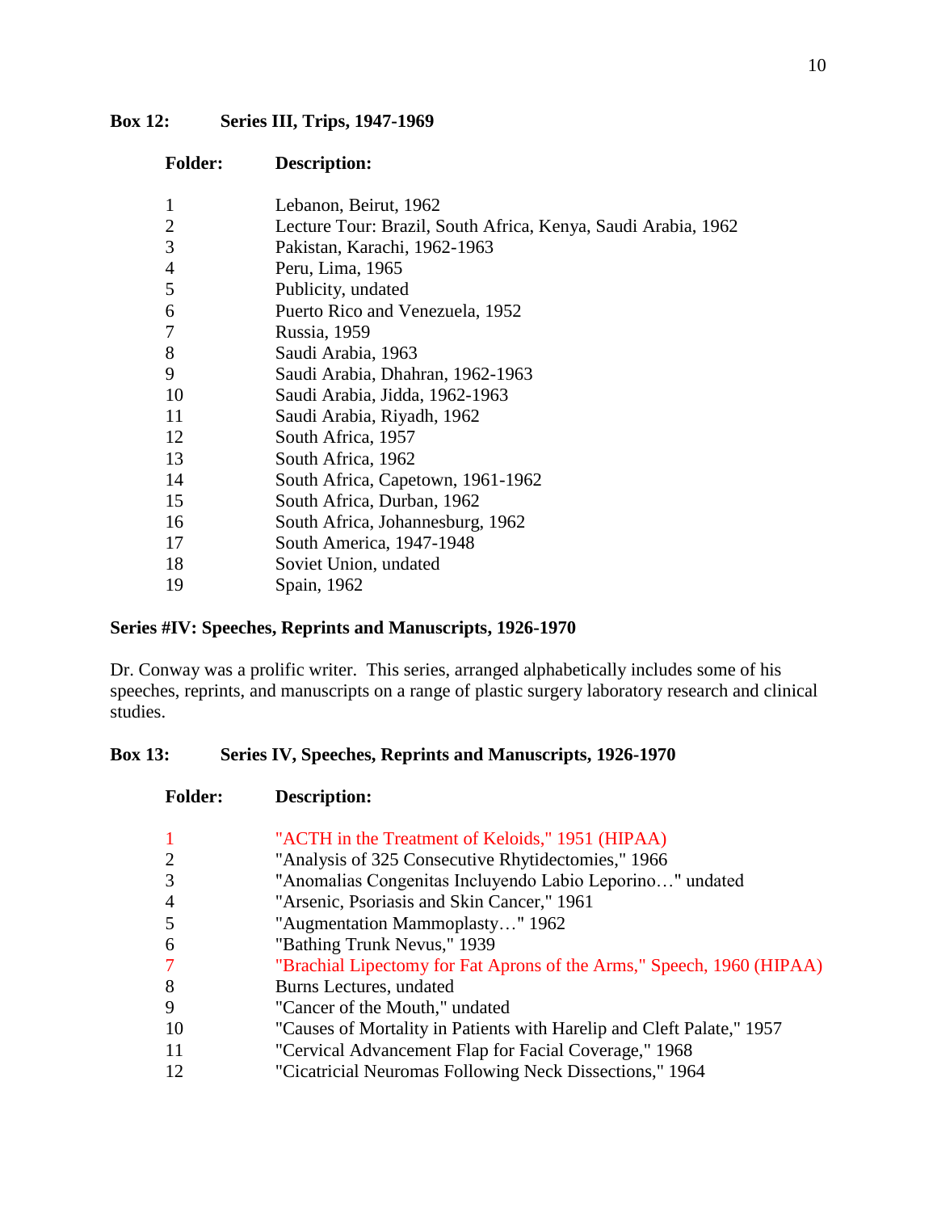**Box 12: Series III, Trips, 1947-1969**

| Folder: | Description: |
|---|---|
| 1 | Lebanon, Beirut, 1962 |
| 2 | Lecture Tour: Brazil, South Africa, Kenya, Saudi Arabia, 1962 |
| 3 | Pakistan, Karachi, 1962-1963 |
| 4 | Peru, Lima, 1965 |
| 5 | Publicity, undated |
| 6 | Puerto Rico and Venezuela, 1952 |
| 7 | Russia, 1959 |
| 8 | Saudi Arabia, 1963 |
| 9 | Saudi Arabia, Dhahran, 1962-1963 |
| 10 | Saudi Arabia, Jidda, 1962-1963 |
| 11 | Saudi Arabia, Riyadh, 1962 |
| 12 | South Africa, 1957 |
| 13 | South Africa, 1962 |
| 14 | South Africa, Capetown, 1961-1962 |
| 15 | South Africa, Durban, 1962 |
| 16 | South Africa, Johannesburg, 1962 |
| 17 | South America, 1947-1948 |
| 18 | Soviet Union, undated |
| 19 | Spain, 1962 |

**Series #IV: Speeches, Reprints and Manuscripts, 1926-1970**

Dr. Conway was a prolific writer. This series, arranged alphabetically includes some of his speeches, reprints, and manuscripts on a range of plastic surgery laboratory research and clinical studies.

**Box 13: Series IV, Speeches, Reprints and Manuscripts, 1926-1970**

| Folder: | Description: |
|---|---|
| 1 | "ACTH in the Treatment of Keloids," 1951 (HIPAA) |
| 2 | "Analysis of 325 Consecutive Rhytidectomies," 1966 |
| 3 | "Anomalias Congenitas Incluyendo Labio Leporino…" undated |
| 4 | "Arsenic, Psoriasis and Skin Cancer," 1961 |
| 5 | "Augmentation Mammoplasty…" 1962 |
| 6 | "Bathing Trunk Nevus," 1939 |
| 7 | "Brachial Lipectomy for Fat Aprons of the Arms," Speech, 1960 (HIPAA) |
| 8 | Burns Lectures, undated |
| 9 | "Cancer of the Mouth," undated |
| 10 | "Causes of Mortality in Patients with Harelip and Cleft Palate," 1957 |
| 11 | "Cervical Advancement Flap for Facial Coverage," 1968 |
| 12 | "Cicatricial Neuromas Following Neck Dissections," 1964 |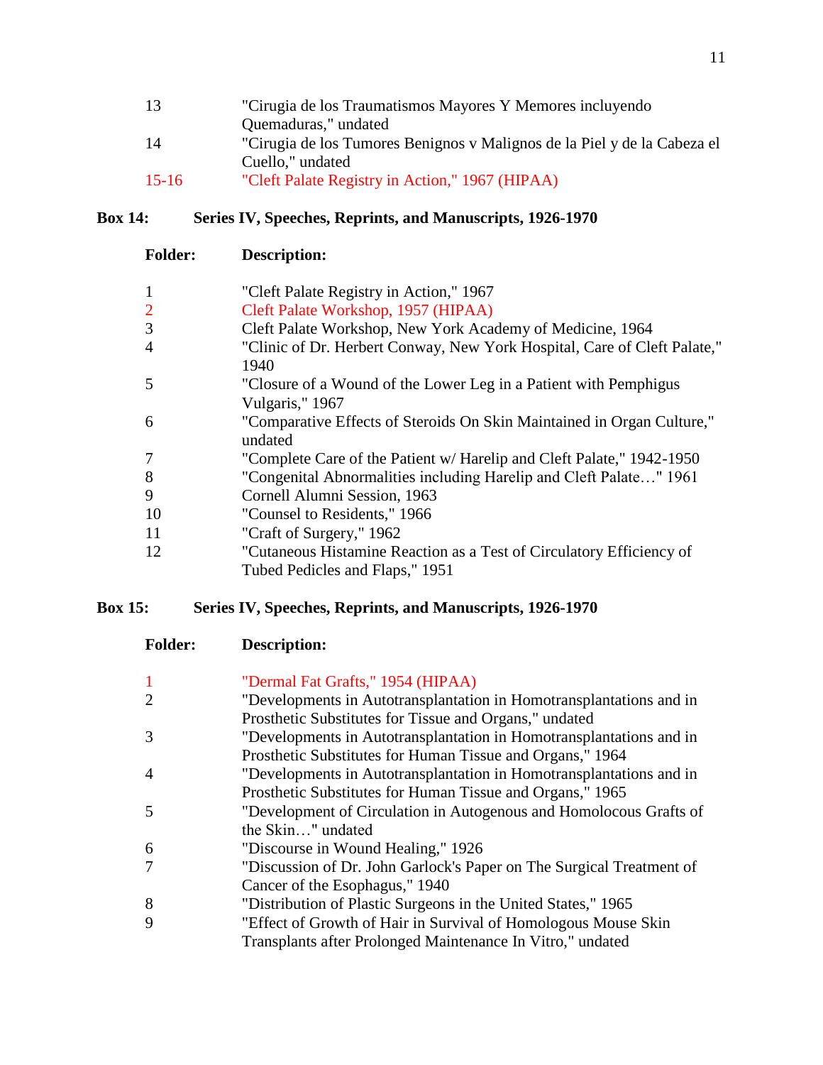| Folder: | Description: |
|---|---|
| 13 | "Cirugia de los Traumatismos Mayores Y Memores incluyendo Quemaduras," undated |
| 14 | "Cirugia de los Tumores Benignos v Malignos de la Piel y de la Cabeza el Cuello," undated |
| 15-16 | "Cleft Palate Registry in Action," 1967 (HIPAA) |

**Box 14:** **Series IV, Speeches, Reprints, and Manuscripts, 1926-1970**

| Folder: | Description: |
|---|---|
| 1 | "Cleft Palate Registry in Action," 1967 |
| 2 | Cleft Palate Workshop, 1957 (HIPAA) |
| 3 | Cleft Palate Workshop, New York Academy of Medicine, 1964 |
| 4 | "Clinic of Dr. Herbert Conway, New York Hospital, Care of Cleft Palate," 1940 |
| 5 | "Closure of a Wound of the Lower Leg in a Patient with Pemphigus Vulgaris," 1967 |
| 6 | "Comparative Effects of Steroids On Skin Maintained in Organ Culture," undated |
| 7 | "Complete Care of the Patient w/ Harelip and Cleft Palate," 1942-1950 |
| 8 | "Congenital Abnormalities including Harelip and Cleft Palate…" 1961 |
| 9 | Cornell Alumni Session, 1963 |
| 10 | "Counsel to Residents," 1966 |
| 11 | "Craft of Surgery," 1962 |
| 12 | "Cutaneous Histamine Reaction as a Test of Circulatory Efficiency of Tubed Pedicles and Flaps," 1951 |

**Box 15:** **Series IV, Speeches, Reprints, and Manuscripts, 1926-1970**

| Folder: | Description: |
|---|---|
| 1 | "Dermal Fat Grafts," 1954 (HIPAA) |
| 2 | "Developments in Autotransplantation in Homotransplantations and in Prosthetic Substitutes for Tissue and Organs," undated |
| 3 | "Developments in Autotransplantation in Homotransplantations and in Prosthetic Substitutes for Human Tissue and Organs," 1964 |
| 4 | "Developments in Autotransplantation in Homotransplantations and in Prosthetic Substitutes for Human Tissue and Organs," 1965 |
| 5 | "Development of Circulation in Autogenous and Homolocous Grafts of the Skin…" undated |
| 6 | "Discourse in Wound Healing," 1926 |
| 7 | "Discussion of Dr. John Garlock's Paper on The Surgical Treatment of Cancer of the Esophagus," 1940 |
| 8 | "Distribution of Plastic Surgeons in the United States," 1965 |
| 9 | "Effect of Growth of Hair in Survival of Homologous Mouse Skin Transplants after Prolonged Maintenance In Vitro," undated |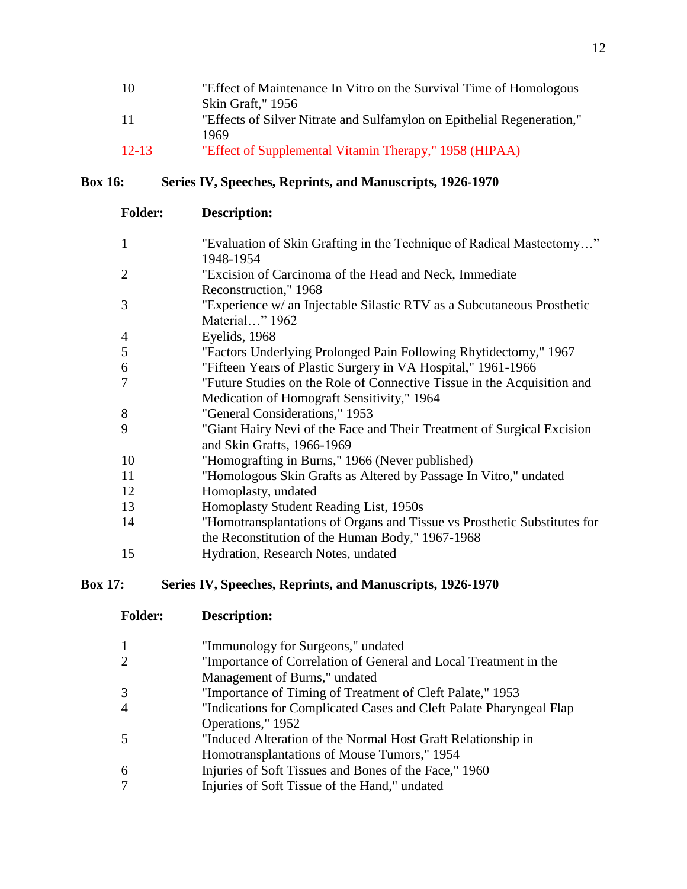| | |
|---|---|
| 10 | "Effect of Maintenance In Vitro on the Survival Time of Homologous Skin Graft," 1956 |
| 11 | "Effects of Silver Nitrate and Sulfamylon on Epithelial Regeneration," 1969 |
| 12-13 | "Effect of Supplemental Vitamin Therapy," 1958 (HIPAA) |

**Box 16: Series IV, Speeches, Reprints, and Manuscripts, 1926-1970**

| **Folder:** | **Description:** |
|---|---|
| 1 | "Evaluation of Skin Grafting in the Technique of Radical Mastectomy…" 1948-1954 |
| 2 | "Excision of Carcinoma of the Head and Neck, Immediate Reconstruction," 1968 |
| 3 | "Experience w/ an Injectable Silastic RTV as a Subcutaneous Prosthetic Material…" 1962 |
| 4 | Eyelids, 1968 |
| 5 | "Factors Underlying Prolonged Pain Following Rhytidectomy," 1967 |
| 6 | "Fifteen Years of Plastic Surgery in VA Hospital," 1961-1966 |
| 7 | "Future Studies on the Role of Connective Tissue in the Acquisition and Medication of Homograft Sensitivity," 1964 |
| 8 | "General Considerations," 1953 |
| 9 | "Giant Hairy Nevi of the Face and Their Treatment of Surgical Excision and Skin Grafts, 1966-1969 |
| 10 | "Homografting in Burns," 1966 (Never published) |
| 11 | "Homologous Skin Grafts as Altered by Passage In Vitro," undated |
| 12 | Homoplasty, undated |
| 13 | Homoplasty Student Reading List, 1950s |
| 14 | "Homotransplantations of Organs and Tissue vs Prosthetic Substitutes for the Reconstitution of the Human Body," 1967-1968 |
| 15 | Hydration, Research Notes, undated |

**Box 17: Series IV, Speeches, Reprints, and Manuscripts, 1926-1970**

| **Folder:** | **Description:** |
|---|---|
| 1 | "Immunology for Surgeons," undated |
| 2 | "Importance of Correlation of General and Local Treatment in the Management of Burns," undated |
| 3 | "Importance of Timing of Treatment of Cleft Palate," 1953 |
| 4 | "Indications for Complicated Cases and Cleft Palate Pharyngeal Flap Operations," 1952 |
| 5 | "Induced Alteration of the Normal Host Graft Relationship in Homotransplantations of Mouse Tumors," 1954 |
| 6 | Injuries of Soft Tissues and Bones of the Face," 1960 |
| 7 | Injuries of Soft Tissue of the Hand," undated |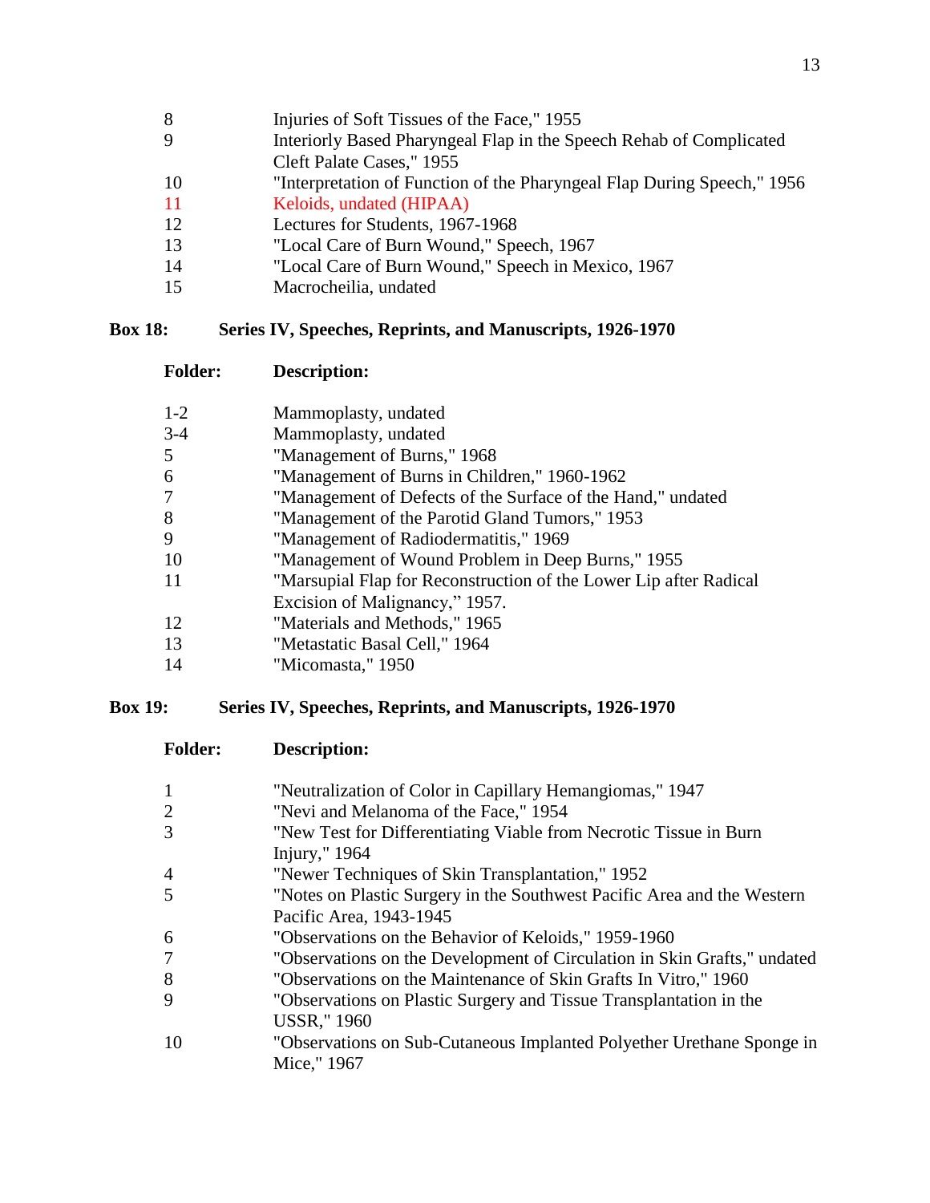| Folder: | Description: |
|---|---|
| 8 | Injuries of Soft Tissues of the Face," 1955 |
| 9 | Interiorly Based Pharyngeal Flap in the Speech Rehab of Complicated Cleft Palate Cases," 1955 |
| 10 | "Interpretation of Function of the Pharyngeal Flap During Speech," 1956 |
| 11 | Keloids, undated (HIPAA) |
| 12 | Lectures for Students, 1967-1968 |
| 13 | "Local Care of Burn Wound," Speech, 1967 |
| 14 | "Local Care of Burn Wound," Speech in Mexico, 1967 |
| 15 | Macrocheilia, undated |

**Box 18: Series IV, Speeches, Reprints, and Manuscripts, 1926-1970**

| Folder: | Description: |
|---|---|
| 1-2 | Mammoplasty, undated |
| 3-4 | Mammoplasty, undated |
| 5 | "Management of Burns," 1968 |
| 6 | "Management of Burns in Children," 1960-1962 |
| 7 | "Management of Defects of the Surface of the Hand," undated |
| 8 | "Management of the Parotid Gland Tumors," 1953 |
| 9 | "Management of Radiodermatitis," 1969 |
| 10 | "Management of Wound Problem in Deep Burns," 1955 |
| 11 | "Marsupial Flap for Reconstruction of the Lower Lip after Radical Excision of Malignancy," 1957. |
| 12 | "Materials and Methods," 1965 |
| 13 | "Metastatic Basal Cell," 1964 |
| 14 | "Micomasta," 1950 |

**Box 19: Series IV, Speeches, Reprints, and Manuscripts, 1926-1970**

| Folder: | Description: |
|---|---|
| 1 | "Neutralization of Color in Capillary Hemangiomas," 1947 |
| 2 | "Nevi and Melanoma of the Face," 1954 |
| 3 | "New Test for Differentiating Viable from Necrotic Tissue in Burn Injury," 1964 |
| 4 | "Newer Techniques of Skin Transplantation," 1952 |
| 5 | "Notes on Plastic Surgery in the Southwest Pacific Area and the Western Pacific Area, 1943-1945 |
| 6 | "Observations on the Behavior of Keloids," 1959-1960 |
| 7 | "Observations on the Development of Circulation in Skin Grafts," undated |
| 8 | "Observations on the Maintenance of Skin Grafts In Vitro," 1960 |
| 9 | "Observations on Plastic Surgery and Tissue Transplantation in the USSR," 1960 |
| 10 | "Observations on Sub-Cutaneous Implanted Polyether Urethane Sponge in Mice," 1967 |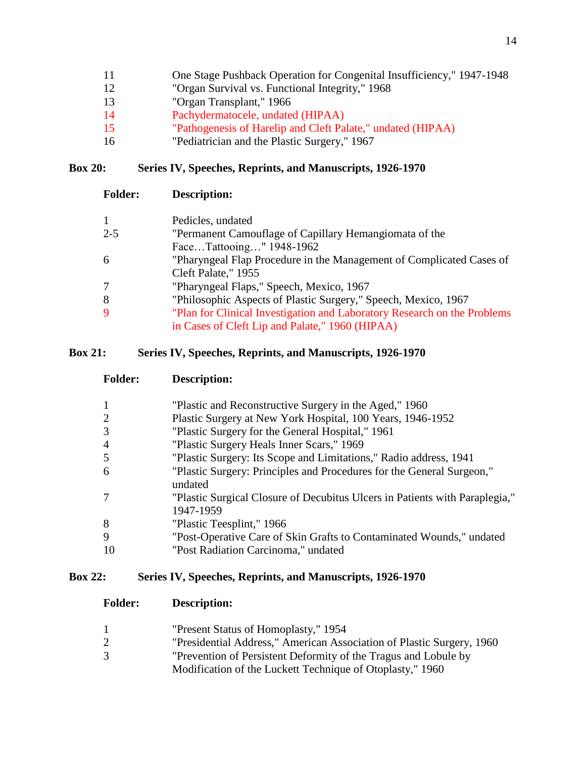| | |
|---|---|
| 11 | One Stage Pushback Operation for Congenital Insufficiency," 1947-1948 |
| 12 | "Organ Survival vs. Functional Integrity," 1968 |
| 13 | "Organ Transplant," 1966 |
| 14 | Pachydermatocele, undated (HIPAA) |
| 15 | "Pathogenesis of Harelip and Cleft Palate," undated (HIPAA) |
| 16 | "Pediatrician and the Plastic Surgery," 1967 |

**Box 20: Series IV, Speeches, Reprints, and Manuscripts, 1926-1970**

| Folder: | Description: |
|---|---|
| 1 | Pedicles, undated |
| 2-5 | "Permanent Camouflage of Capillary Hemangiomata of the Face…Tattooing…" 1948-1962 |
| 6 | "Pharyngeal Flap Procedure in the Management of Complicated Cases of Cleft Palate," 1955 |
| 7 | "Pharyngeal Flaps," Speech, Mexico, 1967 |
| 8 | "Philosophic Aspects of Plastic Surgery," Speech, Mexico, 1967 |
| 9 | "Plan for Clinical Investigation and Laboratory Research on the Problems in Cases of Cleft Lip and Palate," 1960 (HIPAA) |

**Box 21: Series IV, Speeches, Reprints, and Manuscripts, 1926-1970**

| Folder: | Description: |
|---|---|
| 1 | "Plastic and Reconstructive Surgery in the Aged," 1960 |
| 2 | Plastic Surgery at New York Hospital, 100 Years, 1946-1952 |
| 3 | "Plastic Surgery for the General Hospital," 1961 |
| 4 | "Plastic Surgery Heals Inner Scars," 1969 |
| 5 | "Plastic Surgery: Its Scope and Limitations," Radio address, 1941 |
| 6 | "Plastic Surgery: Principles and Procedures for the General Surgeon," undated |
| 7 | "Plastic Surgical Closure of Decubitus Ulcers in Patients with Paraplegia," 1947-1959 |
| 8 | "Plastic Teesplint," 1966 |
| 9 | "Post-Operative Care of Skin Grafts to Contaminated Wounds," undated |
| 10 | "Post Radiation Carcinoma," undated |

**Box 22: Series IV, Speeches, Reprints, and Manuscripts, 1926-1970**

| Folder: | Description: |
|---|---|
| 1 | "Present Status of Homoplasty," 1954 |
| 2 | "Presidential Address," American Association of Plastic Surgery, 1960 |
| 3 | "Prevention of Persistent Deformity of the Tragus and Lobule by Modification of the Luckett Technique of Otoplasty," 1960 |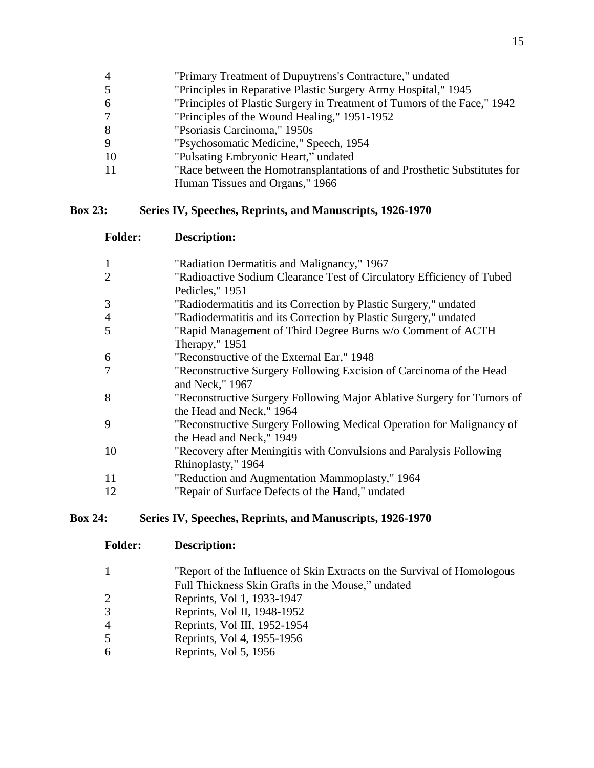| Folder: | Description: |
|---|---|
| 4 | "Primary Treatment of Dupuytrens's Contracture," undated |
| 5 | "Principles in Reparative Plastic Surgery Army Hospital," 1945 |
| 6 | "Principles of Plastic Surgery in Treatment of Tumors of the Face," 1942 |
| 7 | "Principles of the Wound Healing," 1951-1952 |
| 8 | "Psoriasis Carcinoma," 1950s |
| 9 | "Psychosomatic Medicine," Speech, 1954 |
| 10 | "Pulsating Embryonic Heart," undated |
| 11 | "Race between the Homotransplantations of and Prosthetic Substitutes for Human Tissues and Organs," 1966 |

**Box 23: Series IV, Speeches, Reprints, and Manuscripts, 1926-1970**

| Folder: | Description: |
|---|---|
| 1 | "Radiation Dermatitis and Malignancy," 1967 |
| 2 | "Radioactive Sodium Clearance Test of Circulatory Efficiency of Tubed Pedicles," 1951 |
| 3 | "Radiodermatitis and its Correction by Plastic Surgery," undated |
| 4 | "Radiodermatitis and its Correction by Plastic Surgery," undated |
| 5 | "Rapid Management of Third Degree Burns w/o Comment of ACTH Therapy," 1951 |
| 6 | "Reconstructive of the External Ear," 1948 |
| 7 | "Reconstructive Surgery Following Excision of Carcinoma of the Head and Neck," 1967 |
| 8 | "Reconstructive Surgery Following Major Ablative Surgery for Tumors of the Head and Neck," 1964 |
| 9 | "Reconstructive Surgery Following Medical Operation for Malignancy of the Head and Neck," 1949 |
| 10 | "Recovery after Meningitis with Convulsions and Paralysis Following Rhinoplasty," 1964 |
| 11 | "Reduction and Augmentation Mammoplasty," 1964 |
| 12 | "Repair of Surface Defects of the Hand," undated |

**Box 24: Series IV, Speeches, Reprints, and Manuscripts, 1926-1970**

| Folder: | Description: |
|---|---|
| 1 | "Report of the Influence of Skin Extracts on the Survival of Homologous Full Thickness Skin Grafts in the Mouse," undated |
| 2 | Reprints, Vol 1, 1933-1947 |
| 3 | Reprints, Vol II, 1948-1952 |
| 4 | Reprints, Vol III, 1952-1954 |
| 5 | Reprints, Vol 4, 1955-1956 |
| 6 | Reprints, Vol 5, 1956 |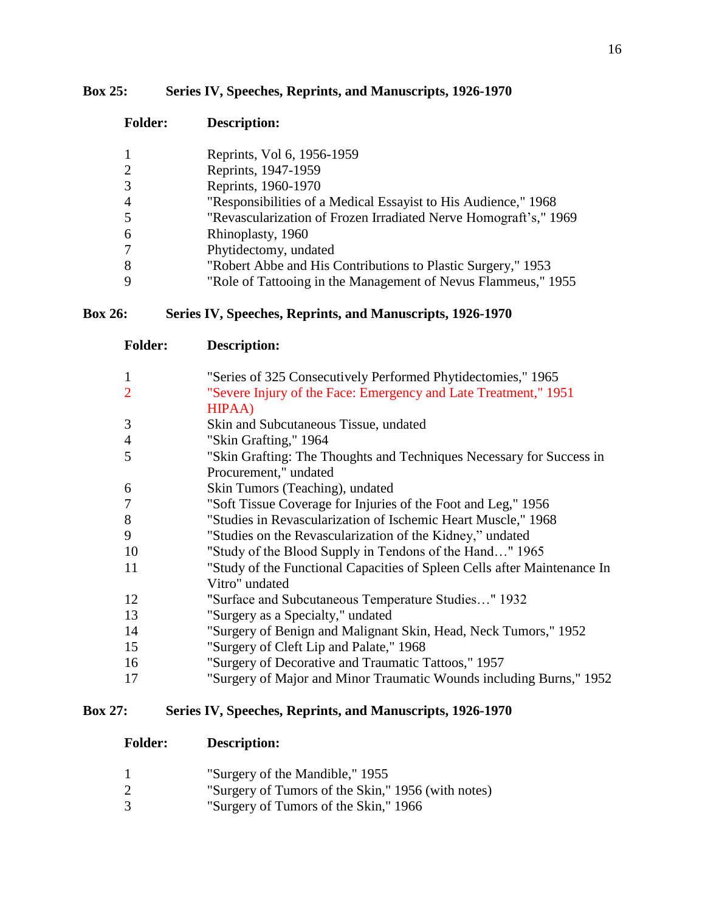**Box 25: Series IV, Speeches, Reprints, and Manuscripts, 1926-1970**

| Folder: | Description: |
|---|---|
| 1 | Reprints, Vol 6, 1956-1959 |
| 2 | Reprints, 1947-1959 |
| 3 | Reprints, 1960-1970 |
| 4 | "Responsibilities of a Medical Essayist to His Audience," 1968 |
| 5 | "Revascularization of Frozen Irradiated Nerve Homograft's," 1969 |
| 6 | Rhinoplasty, 1960 |
| 7 | Phytidectomy, undated |
| 8 | "Robert Abbe and His Contributions to Plastic Surgery," 1953 |
| 9 | "Role of Tattooing in the Management of Nevus Flammeus," 1955 |

**Box 26: Series IV, Speeches, Reprints, and Manuscripts, 1926-1970**

| Folder: | Description: |
|---|---|
| 1 | "Series of 325 Consecutively Performed Phytidectomies," 1965 |
| 2 | "Severe Injury of the Face: Emergency and Late Treatment," 1951 HIPAA) |
| 3 | Skin and Subcutaneous Tissue, undated |
| 4 | "Skin Grafting," 1964 |
| 5 | "Skin Grafting: The Thoughts and Techniques Necessary for Success in Procurement," undated |
| 6 | Skin Tumors (Teaching), undated |
| 7 | "Soft Tissue Coverage for Injuries of the Foot and Leg," 1956 |
| 8 | "Studies in Revascularization of Ischemic Heart Muscle," 1968 |
| 9 | "Studies on the Revascularization of the Kidney," undated |
| 10 | "Study of the Blood Supply in Tendons of the Hand…" 1965 |
| 11 | "Study of the Functional Capacities of Spleen Cells after Maintenance In Vitro" undated |
| 12 | "Surface and Subcutaneous Temperature Studies…" 1932 |
| 13 | "Surgery as a Specialty," undated |
| 14 | "Surgery of Benign and Malignant Skin, Head, Neck Tumors," 1952 |
| 15 | "Surgery of Cleft Lip and Palate," 1968 |
| 16 | "Surgery of Decorative and Traumatic Tattoos," 1957 |
| 17 | "Surgery of Major and Minor Traumatic Wounds including Burns," 1952 |

**Box 27: Series IV, Speeches, Reprints, and Manuscripts, 1926-1970**

| Folder: | Description: |
|---|---|
| 1 | "Surgery of the Mandible," 1955 |
| 2 | "Surgery of Tumors of the Skin," 1956 (with notes) |
| 3 | "Surgery of Tumors of the Skin," 1966 |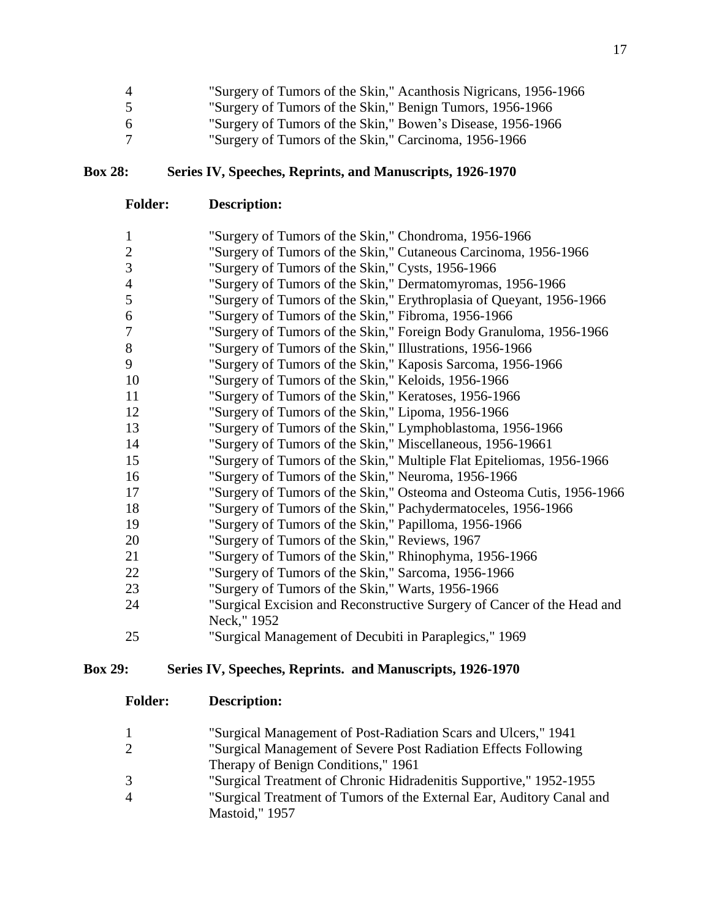| Folder: | Description: |
|---|---|
| 4 | "Surgery of Tumors of the Skin," Acanthosis Nigricans, 1956-1966 |
| 5 | "Surgery of Tumors of the Skin," Benign Tumors, 1956-1966 |
| 6 | "Surgery of Tumors of the Skin," Bowen's Disease, 1956-1966 |
| 7 | "Surgery of Tumors of the Skin," Carcinoma, 1956-1966 |

**Box 28: Series IV, Speeches, Reprints, and Manuscripts, 1926-1970**

| Folder: | Description: |
|---|---|
| 1 | "Surgery of Tumors of the Skin," Chondroma, 1956-1966 |
| 2 | "Surgery of Tumors of the Skin," Cutaneous Carcinoma, 1956-1966 |
| 3 | "Surgery of Tumors of the Skin," Cysts, 1956-1966 |
| 4 | "Surgery of Tumors of the Skin," Dermatomyromas, 1956-1966 |
| 5 | "Surgery of Tumors of the Skin," Erythroplasia of Queyant, 1956-1966 |
| 6 | "Surgery of Tumors of the Skin," Fibroma, 1956-1966 |
| 7 | "Surgery of Tumors of the Skin," Foreign Body Granuloma, 1956-1966 |
| 8 | "Surgery of Tumors of the Skin," Illustrations, 1956-1966 |
| 9 | "Surgery of Tumors of the Skin," Kaposis Sarcoma, 1956-1966 |
| 10 | "Surgery of Tumors of the Skin," Keloids, 1956-1966 |
| 11 | "Surgery of Tumors of the Skin," Keratoses, 1956-1966 |
| 12 | "Surgery of Tumors of the Skin," Lipoma, 1956-1966 |
| 13 | "Surgery of Tumors of the Skin," Lymphoblastoma, 1956-1966 |
| 14 | "Surgery of Tumors of the Skin," Miscellaneous, 1956-19661 |
| 15 | "Surgery of Tumors of the Skin," Multiple Flat Epiteliomas, 1956-1966 |
| 16 | "Surgery of Tumors of the Skin," Neuroma, 1956-1966 |
| 17 | "Surgery of Tumors of the Skin," Osteoma and Osteoma Cutis, 1956-1966 |
| 18 | "Surgery of Tumors of the Skin," Pachydermatoceles, 1956-1966 |
| 19 | "Surgery of Tumors of the Skin," Papilloma, 1956-1966 |
| 20 | "Surgery of Tumors of the Skin," Reviews, 1967 |
| 21 | "Surgery of Tumors of the Skin," Rhinophyma, 1956-1966 |
| 22 | "Surgery of Tumors of the Skin," Sarcoma, 1956-1966 |
| 23 | "Surgery of Tumors of the Skin," Warts, 1956-1966 |
| 24 | "Surgical Excision and Reconstructive Surgery of Cancer of the Head and Neck," 1952 |
| 25 | "Surgical Management of Decubiti in Paraplegics," 1969 |

**Box 29: Series IV, Speeches, Reprints. and Manuscripts, 1926-1970**

| Folder: | Description: |
|---|---|
| 1 | "Surgical Management of Post-Radiation Scars and Ulcers," 1941 |
| 2 | "Surgical Management of Severe Post Radiation Effects Following Therapy of Benign Conditions," 1961 |
| 3 | "Surgical Treatment of Chronic Hidradenitis Supportive," 1952-1955 |
| 4 | "Surgical Treatment of Tumors of the External Ear, Auditory Canal and Mastoid," 1957 |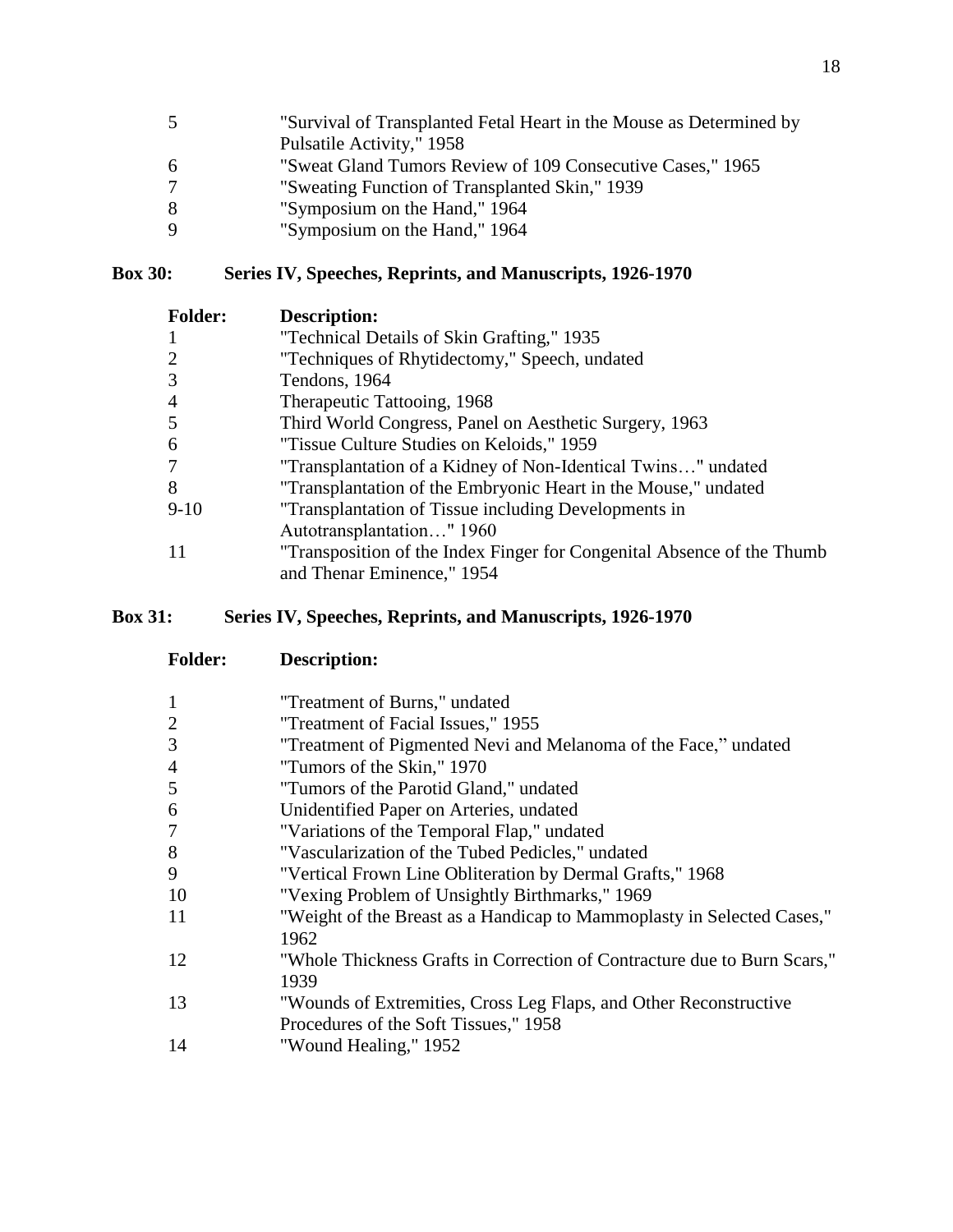| | |
|---|---|
| 5 | "Survival of Transplanted Fetal Heart in the Mouse as Determined by Pulsatile Activity," 1958 |
| 6 | "Sweat Gland Tumors Review of 109 Consecutive Cases," 1965 |
| 7 | "Sweating Function of Transplanted Skin," 1939 |
| 8 | "Symposium on the Hand," 1964 |
| 9 | "Symposium on the Hand," 1964 |

**Box 30: Series IV, Speeches, Reprints, and Manuscripts, 1926-1970**

| **Folder:** | **Description:** |
|---|---|
| 1 | "Technical Details of Skin Grafting," 1935 |
| 2 | "Techniques of Rhytidectomy," Speech, undated |
| 3 | Tendons, 1964 |
| 4 | Therapeutic Tattooing, 1968 |
| 5 | Third World Congress, Panel on Aesthetic Surgery, 1963 |
| 6 | "Tissue Culture Studies on Keloids," 1959 |
| 7 | "Transplantation of a Kidney of Non-Identical Twins…" undated |
| 8 | "Transplantation of the Embryonic Heart in the Mouse," undated |
| 9-10 | "Transplantation of Tissue including Developments in Autotransplantation…" 1960 |
| 11 | "Transposition of the Index Finger for Congenital Absence of the Thumb and Thenar Eminence," 1954 |

**Box 31: Series IV, Speeches, Reprints, and Manuscripts, 1926-1970**

| **Folder:** | **Description:** |
|---|---|
| 1 | "Treatment of Burns," undated |
| 2 | "Treatment of Facial Issues," 1955 |
| 3 | "Treatment of Pigmented Nevi and Melanoma of the Face," undated |
| 4 | "Tumors of the Skin," 1970 |
| 5 | "Tumors of the Parotid Gland," undated |
| 6 | Unidentified Paper on Arteries, undated |
| 7 | "Variations of the Temporal Flap," undated |
| 8 | "Vascularization of the Tubed Pedicles," undated |
| 9 | "Vertical Frown Line Obliteration by Dermal Grafts," 1968 |
| 10 | "Vexing Problem of Unsightly Birthmarks," 1969 |
| 11 | "Weight of the Breast as a Handicap to Mammoplasty in Selected Cases," 1962 |
| 12 | "Whole Thickness Grafts in Correction of Contracture due to Burn Scars," 1939 |
| 13 | "Wounds of Extremities, Cross Leg Flaps, and Other Reconstructive Procedures of the Soft Tissues," 1958 |
| 14 | "Wound Healing," 1952 |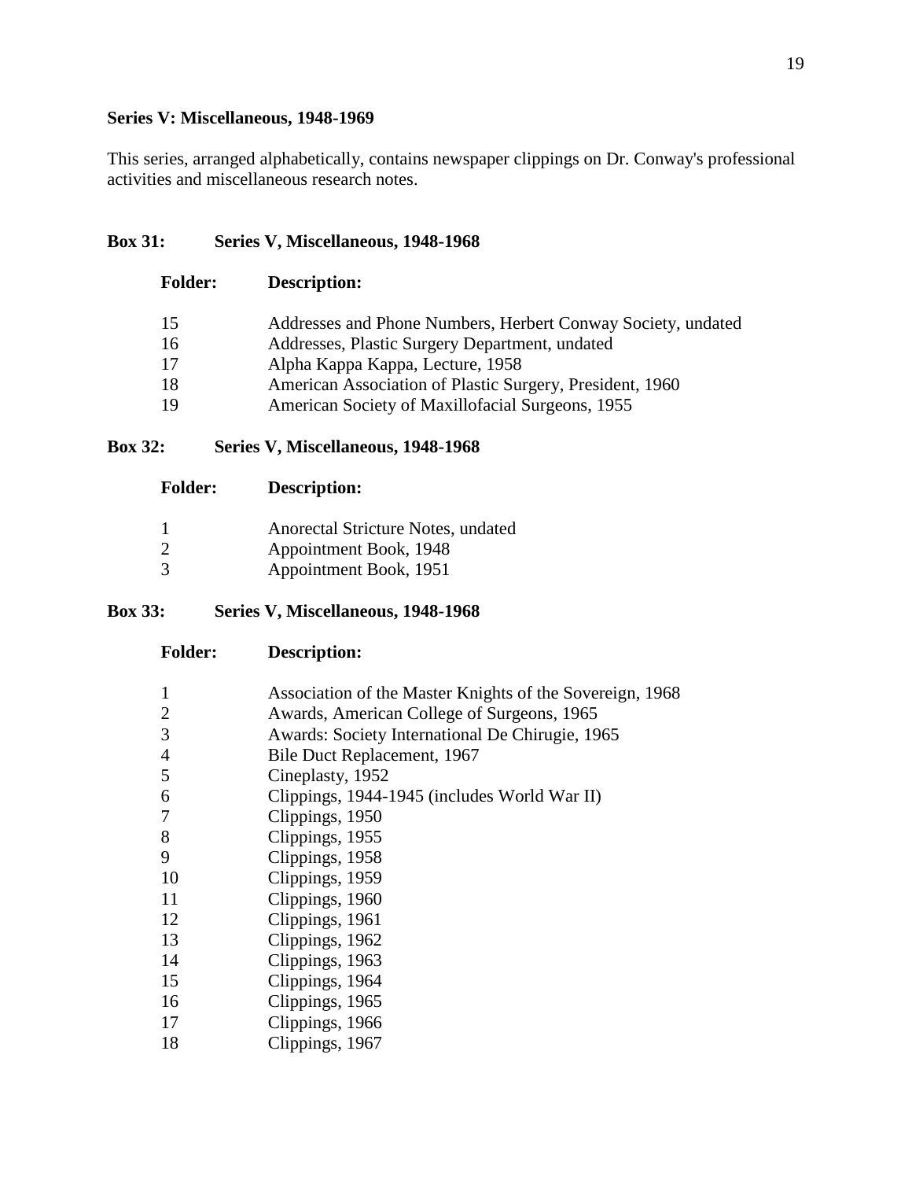**Series V: Miscellaneous, 1948-1969**

This series, arranged alphabetically, contains newspaper clippings on Dr. Conway's professional activities and miscellaneous research notes.

**Box 31: Series V, Miscellaneous, 1948-1968**

| Folder: | Description: |
|---|---|
| 15 | Addresses and Phone Numbers, Herbert Conway Society, undated |
| 16 | Addresses, Plastic Surgery Department, undated |
| 17 | Alpha Kappa Kappa, Lecture, 1958 |
| 18 | American Association of Plastic Surgery, President, 1960 |
| 19 | American Society of Maxillofacial Surgeons, 1955 |

**Box 32: Series V, Miscellaneous, 1948-1968**

| Folder: | Description: |
|---|---|
| 1 | Anorectal Stricture Notes, undated |
| 2 | Appointment Book, 1948 |
| 3 | Appointment Book, 1951 |

**Box 33: Series V, Miscellaneous, 1948-1968**

| Folder: | Description: |
|---|---|
| 1 | Association of the Master Knights of the Sovereign, 1968 |
| 2 | Awards, American College of Surgeons, 1965 |
| 3 | Awards: Society International De Chirugie, 1965 |
| 4 | Bile Duct Replacement, 1967 |
| 5 | Cineplasty, 1952 |
| 6 | Clippings, 1944-1945 (includes World War II) |
| 7 | Clippings, 1950 |
| 8 | Clippings, 1955 |
| 9 | Clippings, 1958 |
| 10 | Clippings, 1959 |
| 11 | Clippings, 1960 |
| 12 | Clippings, 1961 |
| 13 | Clippings, 1962 |
| 14 | Clippings, 1963 |
| 15 | Clippings, 1964 |
| 16 | Clippings, 1965 |
| 17 | Clippings, 1966 |
| 18 | Clippings, 1967 |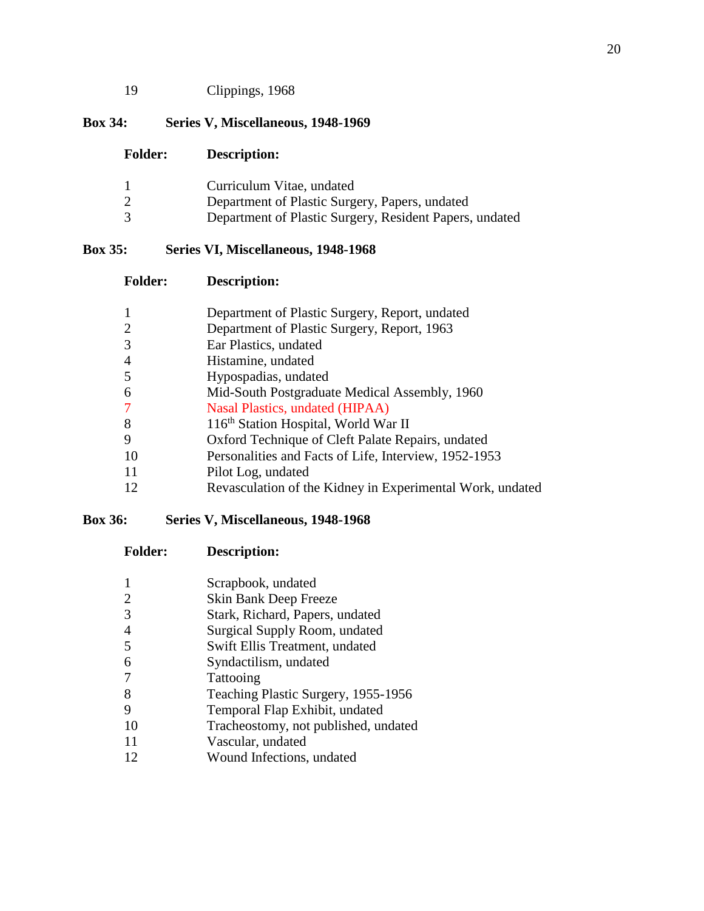| | |
|---|---|
| 19 | Clippings, 1968 |

**Box 34: Series V, Miscellaneous, 1948-1969**

| Folder: | Description: |
|---|---|
| 1 | Curriculum Vitae, undated |
| 2 | Department of Plastic Surgery, Papers, undated |
| 3 | Department of Plastic Surgery, Resident Papers, undated |

**Box 35: Series VI, Miscellaneous, 1948-1968**

| Folder: | Description: |
|---|---|
| 1 | Department of Plastic Surgery, Report, undated |
| 2 | Department of Plastic Surgery, Report, 1963 |
| 3 | Ear Plastics, undated |
| 4 | Histamine, undated |
| 5 | Hypospadias, undated |
| 6 | Mid-South Postgraduate Medical Assembly, 1960 |
| 7 | Nasal Plastics, undated (HIPAA) |
| 8 | 116th Station Hospital, World War II |
| 9 | Oxford Technique of Cleft Palate Repairs, undated |
| 10 | Personalities and Facts of Life, Interview, 1952-1953 |
| 11 | Pilot Log, undated |
| 12 | Revasculation of the Kidney in Experimental Work, undated |

**Box 36: Series V, Miscellaneous, 1948-1968**

| Folder: | Description: |
|---|---|
| 1 | Scrapbook, undated |
| 2 | Skin Bank Deep Freeze |
| 3 | Stark, Richard, Papers, undated |
| 4 | Surgical Supply Room, undated |
| 5 | Swift Ellis Treatment, undated |
| 6 | Syndactilism, undated |
| 7 | Tattooing |
| 8 | Teaching Plastic Surgery, 1955-1956 |
| 9 | Temporal Flap Exhibit, undated |
| 10 | Tracheostomy, not published, undated |
| 11 | Vascular, undated |
| 12 | Wound Infections, undated |